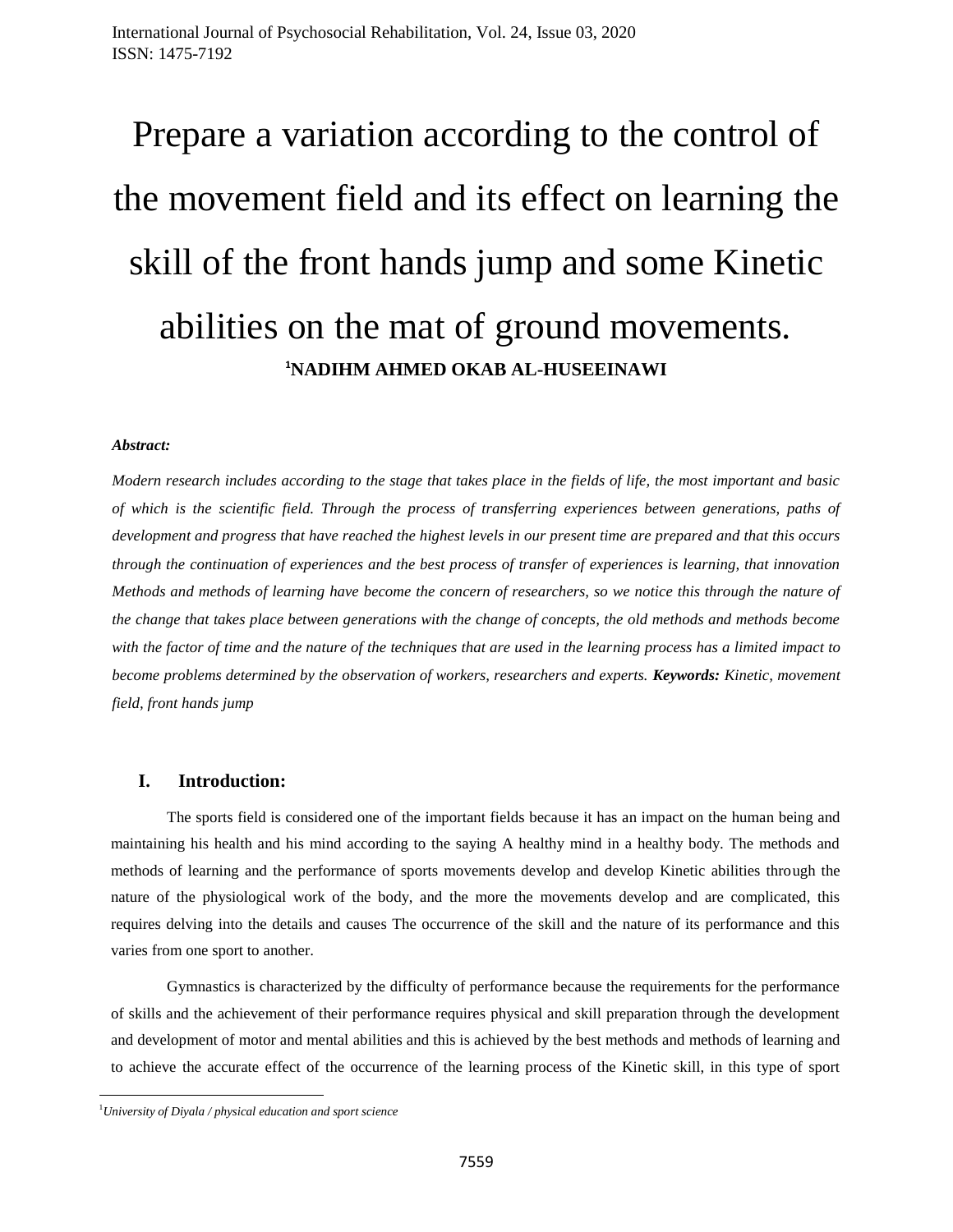# Prepare a variation according to the control of the movement field and its effect on learning the skill of the front hands jump and some Kinetic abilities on the mat of ground movements.

**[1]NADIHM AHMED OKAB AL-HUSEEINAWI**

***Abstract:***

*Modern research includes according to the stage that takes place in the fields of life, the most important and basic of which is the scientific field. Through the process of transferring experiences between generations, paths of development and progress that have reached the highest levels in our present time are prepared and that this occurs through the continuation of experiences and the best process of transfer of experiences is learning, that innovation Methods and methods of learning have become the concern of researchers, so we notice this through the nature of the change that takes place between generations with the change of concepts, the old methods and methods become with the factor of time and the nature of the techniques that are used in the learning process has a limited impact to become problems determined by the observation of workers, researchers and experts.* ***Keywords:*** *Kinetic, movement field, front hands jump*

## I. Introduction:

The sports field is considered one of the important fields because it has an impact on the human being and maintaining his health and his mind according to the saying A healthy mind in a healthy body. The methods and methods of learning and the performance of sports movements develop and develop Kinetic abilities through the nature of the physiological work of the body, and the more the movements develop and are complicated, this requires delving into the details and causes The occurrence of the skill and the nature of its performance and this varies from one sport to another.

Gymnastics is characterized by the difficulty of performance because the requirements for the performance of skills and the achievement of their performance requires physical and skill preparation through the development and development of motor and mental abilities and this is achieved by the best methods and methods of learning and to achieve the accurate effect of the occurrence of the learning process of the Kinetic skill, in this type of sport

[1]*University of Diyala / physical education and sport science*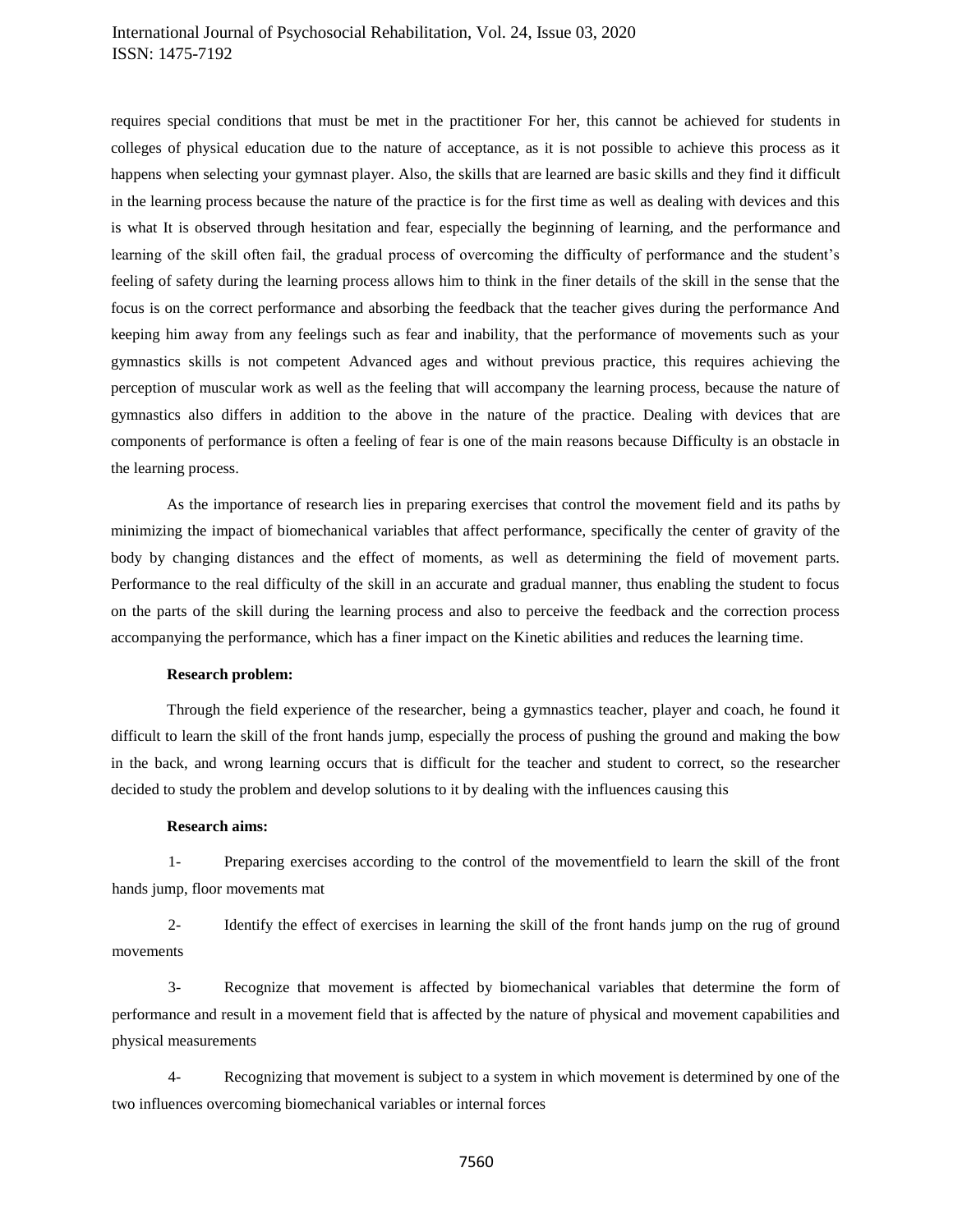requires special conditions that must be met in the practitioner For her, this cannot be achieved for students in colleges of physical education due to the nature of acceptance, as it is not possible to achieve this process as it happens when selecting your gymnast player. Also, the skills that are learned are basic skills and they find it difficult in the learning process because the nature of the practice is for the first time as well as dealing with devices and this is what It is observed through hesitation and fear, especially the beginning of learning, and the performance and learning of the skill often fail, the gradual process of overcoming the difficulty of performance and the student's feeling of safety during the learning process allows him to think in the finer details of the skill in the sense that the focus is on the correct performance and absorbing the feedback that the teacher gives during the performance And keeping him away from any feelings such as fear and inability, that the performance of movements such as your gymnastics skills is not competent Advanced ages and without previous practice, this requires achieving the perception of muscular work as well as the feeling that will accompany the learning process, because the nature of gymnastics also differs in addition to the above in the nature of the practice. Dealing with devices that are components of performance is often a feeling of fear is one of the main reasons because Difficulty is an obstacle in the learning process.

As the importance of research lies in preparing exercises that control the movement field and its paths by minimizing the impact of biomechanical variables that affect performance, specifically the center of gravity of the body by changing distances and the effect of moments, as well as determining the field of movement parts. Performance to the real difficulty of the skill in an accurate and gradual manner, thus enabling the student to focus on the parts of the skill during the learning process and also to perceive the feedback and the correction process accompanying the performance, which has a finer impact on the Kinetic abilities and reduces the learning time.

**Research problem:**

Through the field experience of the researcher, being a gymnastics teacher, player and coach, he found it difficult to learn the skill of the front hands jump, especially the process of pushing the ground and making the bow in the back, and wrong learning occurs that is difficult for the teacher and student to correct, so the researcher decided to study the problem and develop solutions to it by dealing with the influences causing this

**Research aims:**

1- Preparing exercises according to the control of the movementfield to learn the skill of the front hands jump, floor movements mat

2- Identify the effect of exercises in learning the skill of the front hands jump on the rug of ground movements

3- Recognize that movement is affected by biomechanical variables that determine the form of performance and result in a movement field that is affected by the nature of physical and movement capabilities and physical measurements

4- Recognizing that movement is subject to a system in which movement is determined by one of the two influences overcoming biomechanical variables or internal forces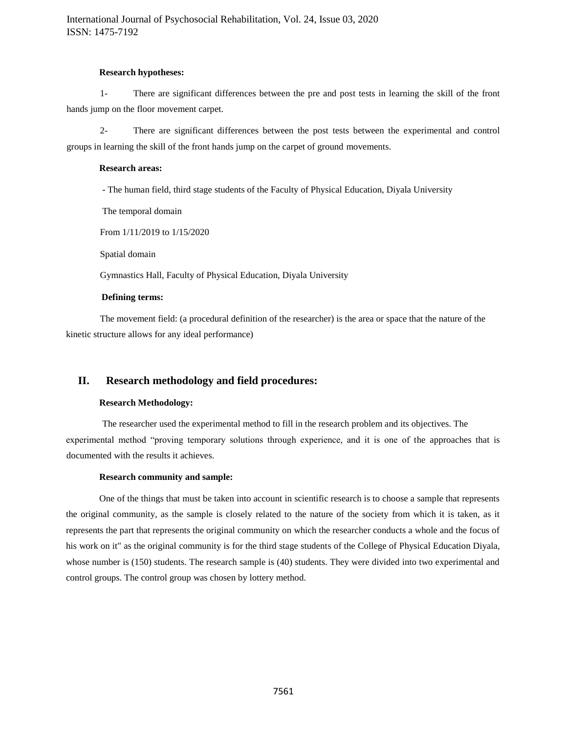**Research hypotheses:**

1- There are significant differences between the pre and post tests in learning the skill of the front hands jump on the floor movement carpet.

2- There are significant differences between the post tests between the experimental and control groups in learning the skill of the front hands jump on the carpet of ground movements.

**Research areas:**

- The human field, third stage students of the Faculty of Physical Education, Diyala University

The temporal domain

From 1/11/2019 to 1/15/2020

Spatial domain

Gymnastics Hall, Faculty of Physical Education, Diyala University

**Defining terms:**

The movement field: (a procedural definition of the researcher) is the area or space that the nature of the kinetic structure allows for any ideal performance)

## II. Research methodology and field procedures:

**Research Methodology:**

The researcher used the experimental method to fill in the research problem and its objectives. The experimental method "proving temporary solutions through experience, and it is one of the approaches that is documented with the results it achieves.

**Research community and sample:**

One of the things that must be taken into account in scientific research is to choose a sample that represents the original community, as the sample is closely related to the nature of the society from which it is taken, as it represents the part that represents the original community on which the researcher conducts a whole and the focus of his work on it" as the original community is for the third stage students of the College of Physical Education Diyala, whose number is (150) students. The research sample is (40) students. They were divided into two experimental and control groups. The control group was chosen by lottery method.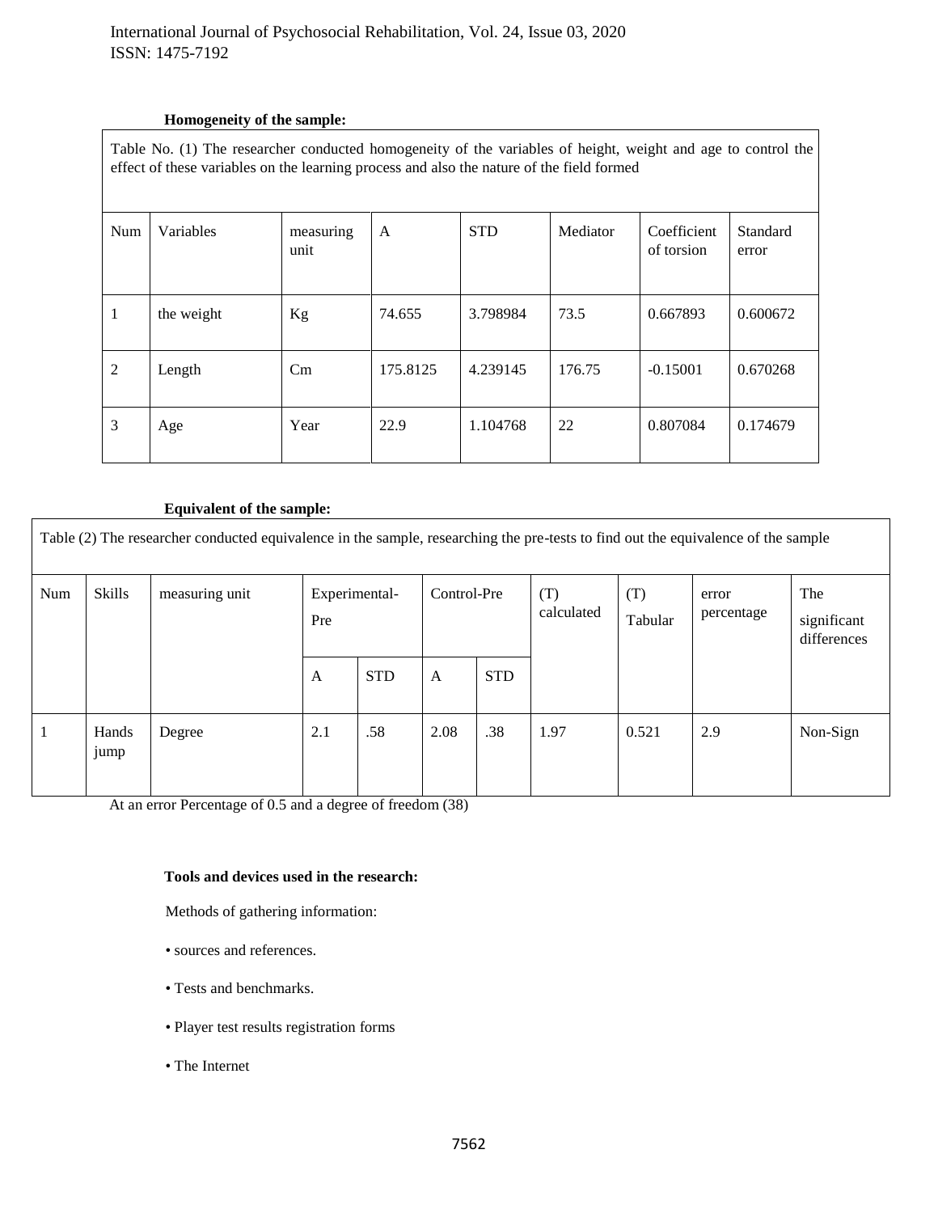**Homogeneity of the sample:**

Table No. (1) The researcher conducted homogeneity of the variables of height, weight and age to control the effect of these variables on the learning process and also the nature of the field formed

| Num | Variables | measuring unit | A | STD | Mediator | Coefficient of torsion | Standard error |
|---|---|---|---|---|---|---|---|
| 1 | the weight | Kg | 74.655 | 3.798984 | 73.5 | 0.667893 | 0.600672 |
| 2 | Length | Cm | 175.8125 | 4.239145 | 176.75 | -0.15001 | 0.670268 |
| 3 | Age | Year | 22.9 | 1.104768 | 22 | 0.807084 | 0.174679 |

**Equivalent of the sample:**

Table (2) The researcher conducted equivalence in the sample, researching the pre-tests to find out the equivalence of the sample

| Num | Skills | measuring unit | Experimental-Pre | | Control-Pre | | (T) calculated | (T) Tabular | error percentage | The significant differences |
|---|---|---|---|---|---|---|---|---|---|---|
| | | | A | STD | A | STD | | | | |
| 1 | Hands jump | Degree | 2.1 | .58 | 2.08 | .38 | 1.97 | 0.521 | 2.9 | Non-Sign |

At an error Percentage of 0.5 and a degree of freedom (38)

**Tools and devices used in the research:**

Methods of gathering information:

- sources and references.
- Tests and benchmarks.
- Player test results registration forms
- The Internet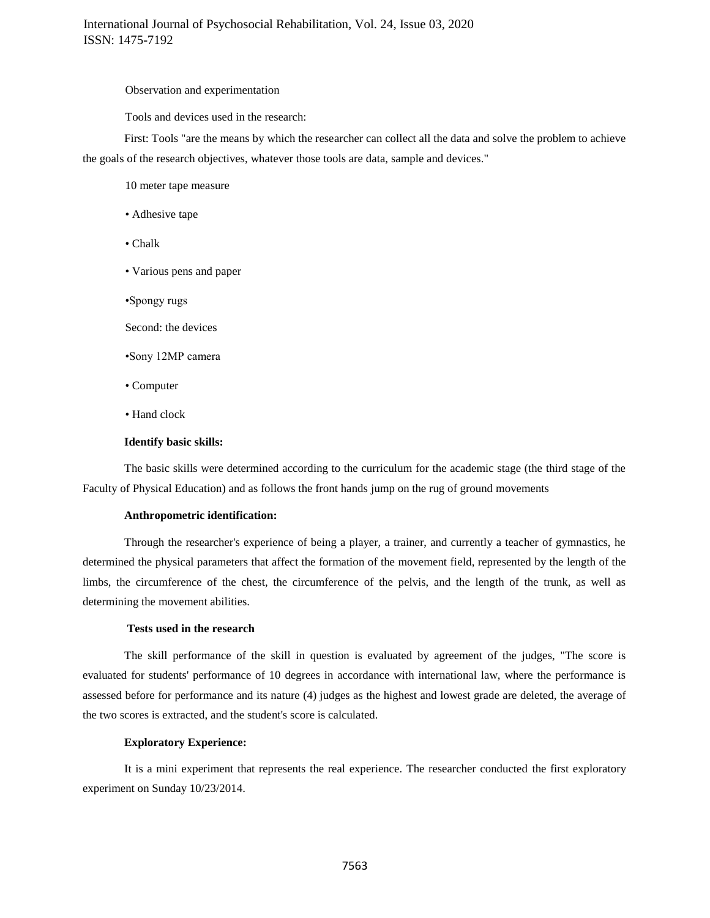Observation and experimentation

Tools and devices used in the research:

First: Tools "are the means by which the researcher can collect all the data and solve the problem to achieve the goals of the research objectives, whatever those tools are data, sample and devices."

10 meter tape measure

- Adhesive tape
- Chalk
- Various pens and paper
- Spongy rugs

Second: the devices

- Sony 12MP camera
- Computer
- Hand clock

**Identify basic skills:**

The basic skills were determined according to the curriculum for the academic stage (the third stage of the Faculty of Physical Education) and as follows the front hands jump on the rug of ground movements

**Anthropometric identification:**

Through the researcher's experience of being a player, a trainer, and currently a teacher of gymnastics, he determined the physical parameters that affect the formation of the movement field, represented by the length of the limbs, the circumference of the chest, the circumference of the pelvis, and the length of the trunk, as well as determining the movement abilities.

**Tests used in the research**

The skill performance of the skill in question is evaluated by agreement of the judges, "The score is evaluated for students' performance of 10 degrees in accordance with international law, where the performance is assessed before for performance and its nature (4) judges as the highest and lowest grade are deleted, the average of the two scores is extracted, and the student's score is calculated.

**Exploratory Experience:**

It is a mini experiment that represents the real experience. The researcher conducted the first exploratory experiment on Sunday 10/23/2014.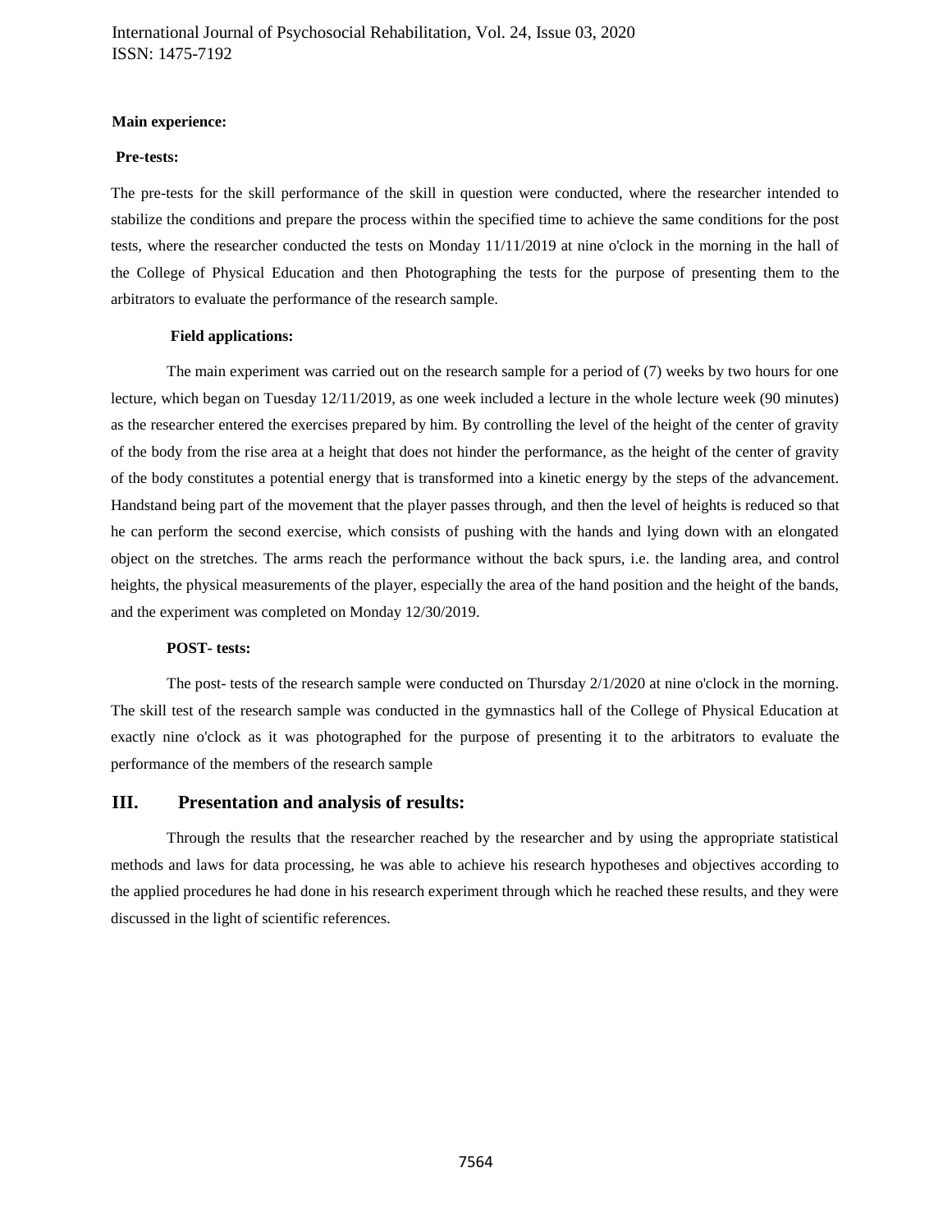**Main experience:**

**Pre-tests:**

The pre-tests for the skill performance of the skill in question were conducted, where the researcher intended to stabilize the conditions and prepare the process within the specified time to achieve the same conditions for the post tests, where the researcher conducted the tests on Monday 11/11/2019 at nine o'clock in the morning in the hall of the College of Physical Education and then Photographing the tests for the purpose of presenting them to the arbitrators to evaluate the performance of the research sample.

**Field applications:**

The main experiment was carried out on the research sample for a period of (7) weeks by two hours for one lecture, which began on Tuesday 12/11/2019, as one week included a lecture in the whole lecture week (90 minutes) as the researcher entered the exercises prepared by him. By controlling the level of the height of the center of gravity of the body from the rise area at a height that does not hinder the performance, as the height of the center of gravity of the body constitutes a potential energy that is transformed into a kinetic energy by the steps of the advancement. Handstand being part of the movement that the player passes through, and then the level of heights is reduced so that he can perform the second exercise, which consists of pushing with the hands and lying down with an elongated object on the stretches. The arms reach the performance without the back spurs, i.e. the landing area, and control heights, the physical measurements of the player, especially the area of the hand position and the height of the bands, and the experiment was completed on Monday 12/30/2019.

**POST- tests:**

The post- tests of the research sample were conducted on Thursday 2/1/2020 at nine o'clock in the morning. The skill test of the research sample was conducted in the gymnastics hall of the College of Physical Education at exactly nine o'clock as it was photographed for the purpose of presenting it to the arbitrators to evaluate the performance of the members of the research sample

## III. Presentation and analysis of results:

Through the results that the researcher reached by the researcher and by using the appropriate statistical methods and laws for data processing, he was able to achieve his research hypotheses and objectives according to the applied procedures he had done in his research experiment through which he reached these results, and they were discussed in the light of scientific references.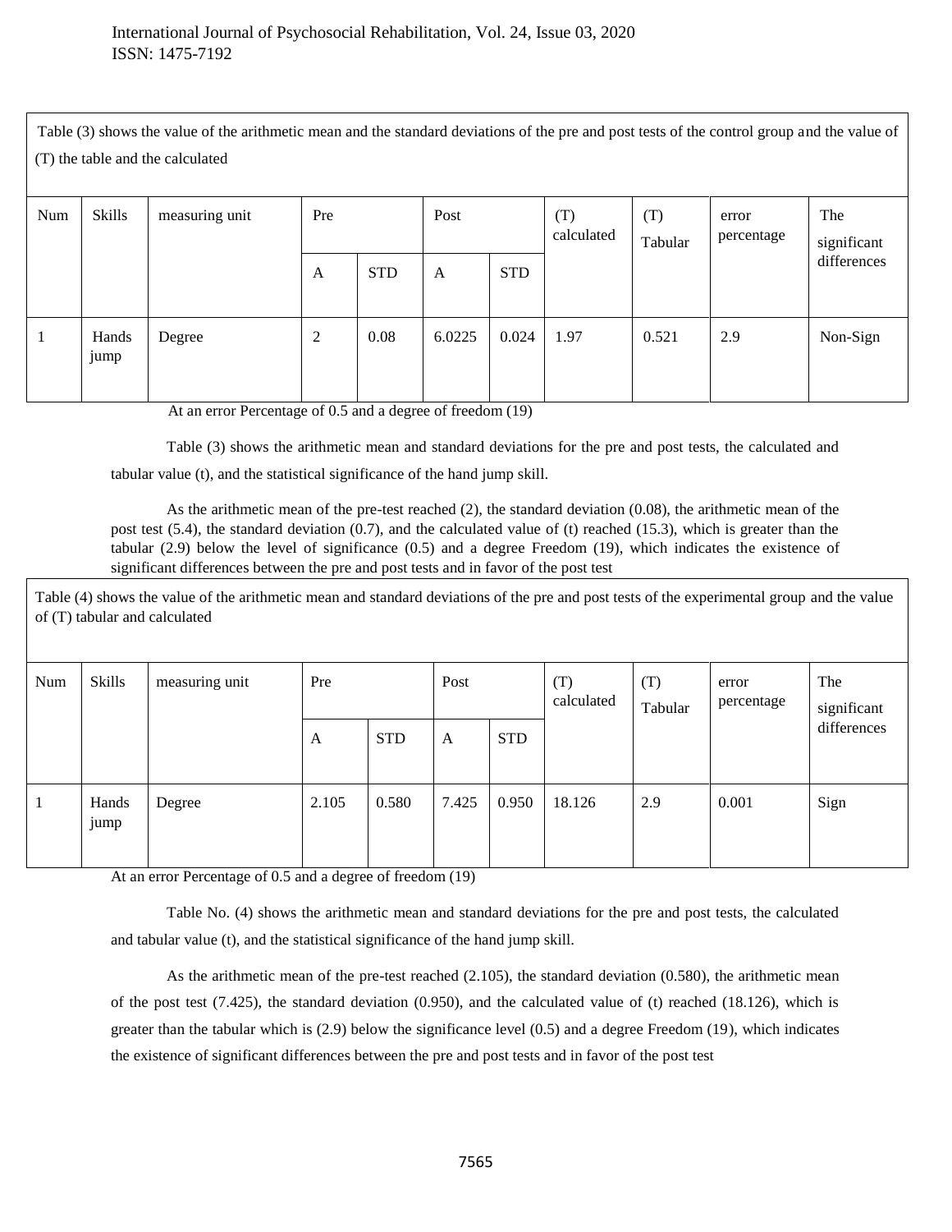Table (3) shows the value of the arithmetic mean and the standard deviations of the pre and post tests of the control group and the value of (T) the table and the calculated

| Num | Skills | measuring unit | Pre | | Post | | (T) calculated | (T) Tabular | error percentage | The significant differences |
|---|---|---|---|---|---|---|---|---|---|---|
| | | | A | STD | A | STD | | | | |
| 1 | Hands jump | Degree | 2 | 0.08 | 6.0225 | 0.024 | 1.97 | 0.521 | 2.9 | Non-Sign |

At an error Percentage of 0.5 and a degree of freedom (19)

Table (3) shows the arithmetic mean and standard deviations for the pre and post tests, the calculated and tabular value (t), and the statistical significance of the hand jump skill.

As the arithmetic mean of the pre-test reached (2), the standard deviation (0.08), the arithmetic mean of the post test (5.4), the standard deviation (0.7), and the calculated value of (t) reached (15.3), which is greater than the tabular (2.9) below the level of significance (0.5) and a degree Freedom (19), which indicates the existence of significant differences between the pre and post tests and in favor of the post test

Table (4) shows the value of the arithmetic mean and standard deviations of the pre and post tests of the experimental group and the value of (T) tabular and calculated

| Num | Skills | measuring unit | Pre | | Post | | (T) calculated | (T) Tabular | error percentage | The significant differences |
|---|---|---|---|---|---|---|---|---|---|---|
| | | | A | STD | A | STD | | | | |
| 1 | Hands jump | Degree | 2.105 | 0.580 | 7.425 | 0.950 | 18.126 | 2.9 | 0.001 | Sign |

At an error Percentage of 0.5 and a degree of freedom (19)

Table No. (4) shows the arithmetic mean and standard deviations for the pre and post tests, the calculated and tabular value (t), and the statistical significance of the hand jump skill.

As the arithmetic mean of the pre-test reached (2.105), the standard deviation (0.580), the arithmetic mean of the post test (7.425), the standard deviation (0.950), and the calculated value of (t) reached (18.126), which is greater than the tabular which is (2.9) below the significance level (0.5) and a degree Freedom (19), which indicates the existence of significant differences between the pre and post tests and in favor of the post test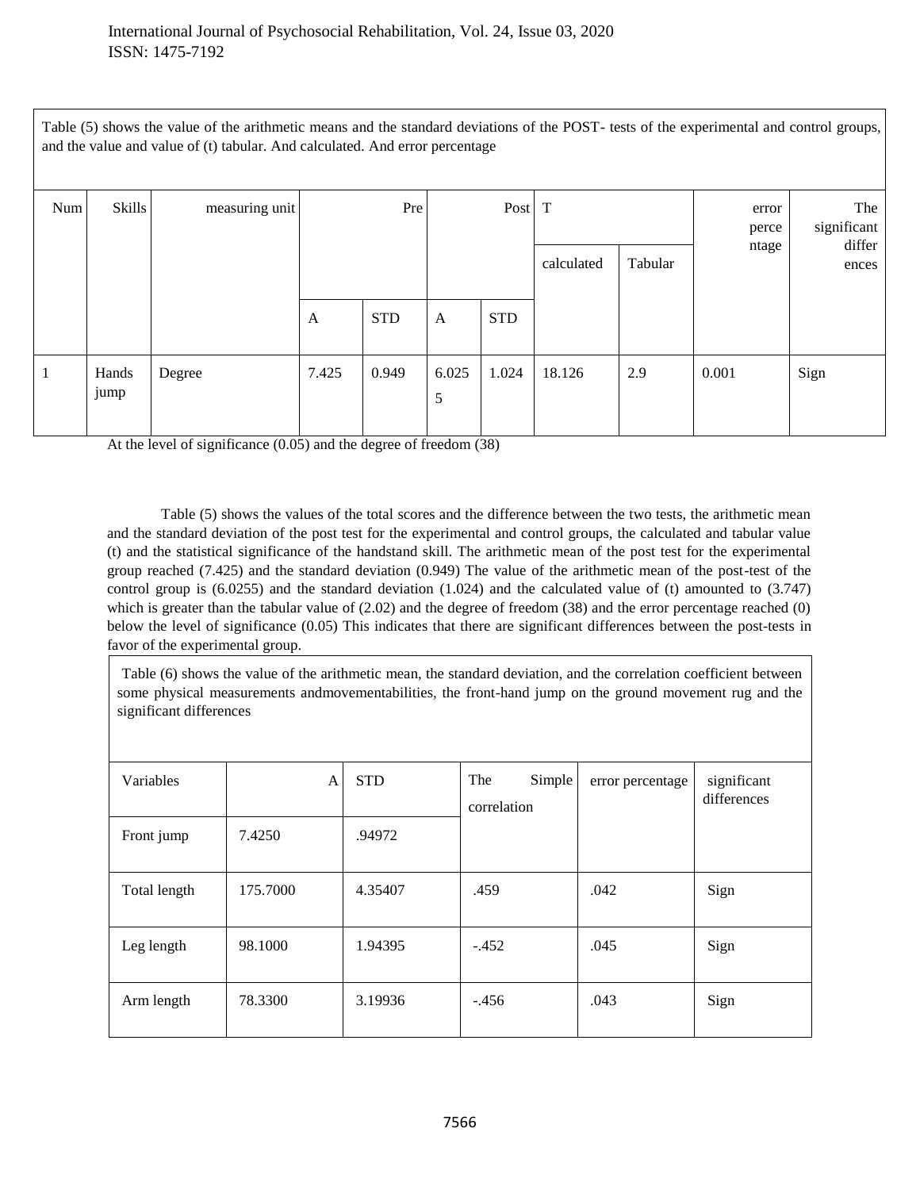Table (5) shows the value of the arithmetic means and the standard deviations of the POST- tests of the experimental and control groups, and the value and value of (t) tabular. And calculated. And error percentage

| Num | Skills | measuring unit | Pre | | Post | | T | | error percentage | The significant differences |
|---|---|---|---|---|---|---|---|---|---|---|
| | | | | | | | calculated | Tabular | | |
| | | | A | STD | A | STD | | | | |
| 1 | Hands jump | Degree | 7.425 | 0.949 | 6.0255 | 1.024 | 18.126 | 2.9 | 0.001 | Sign |

At the level of significance (0.05) and the degree of freedom (38)

Table (5) shows the values of the total scores and the difference between the two tests, the arithmetic mean and the standard deviation of the post test for the experimental and control groups, the calculated and tabular value (t) and the statistical significance of the handstand skill. The arithmetic mean of the post test for the experimental group reached (7.425) and the standard deviation (0.949) The value of the arithmetic mean of the post-test of the control group is (6.0255) and the standard deviation (1.024) and the calculated value of (t) amounted to (3.747) which is greater than the tabular value of (2.02) and the degree of freedom (38) and the error percentage reached (0) below the level of significance (0.05) This indicates that there are significant differences between the post-tests in favor of the experimental group.

Table (6) shows the value of the arithmetic mean, the standard deviation, and the correlation coefficient between some physical measurements andmovementabilities, the front-hand jump on the ground movement rug and the significant differences

| Variables | A | STD | The Simple correlation | error percentage | significant differences |
|---|---|---|---|---|---|
| Front jump | 7.4250 | .94972 | | | |
| Total length | 175.7000 | 4.35407 | .459 | .042 | Sign |
| Leg length | 98.1000 | 1.94395 | -.452 | .045 | Sign |
| Arm length | 78.3300 | 3.19936 | -.456 | .043 | Sign |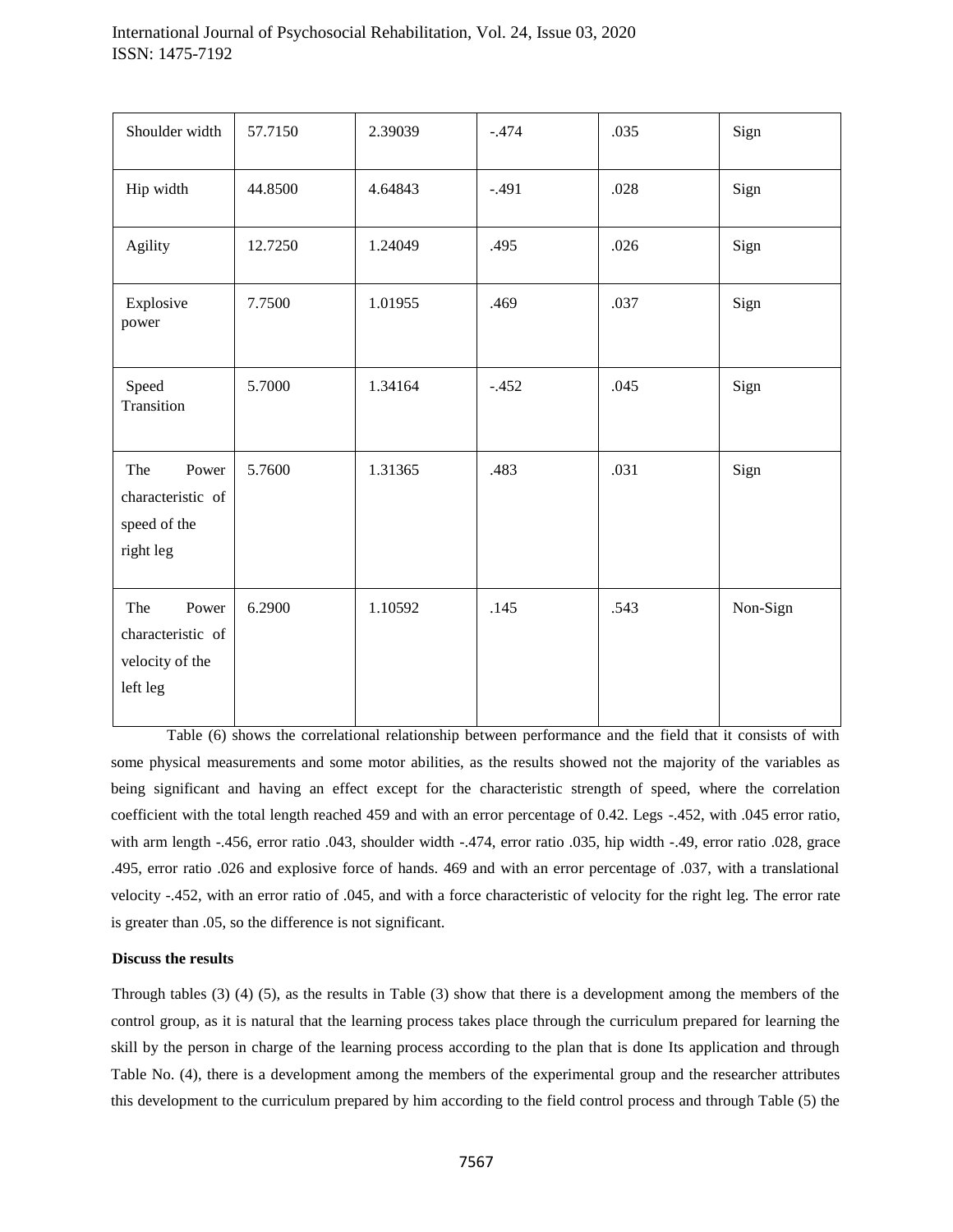| | | | | | |
|---|---|---|---|---|---|
| Shoulder width | 57.7150 | 2.39039 | -.474 | .035 | Sign |
| Hip width | 44.8500 | 4.64843 | -.491 | .028 | Sign |
| Agility | 12.7250 | 1.24049 | .495 | .026 | Sign |
| Explosive power | 7.7500 | 1.01955 | .469 | .037 | Sign |
| Speed Transition | 5.7000 | 1.34164 | -.452 | .045 | Sign |
| The Power characteristic of speed of the right leg | 5.7600 | 1.31365 | .483 | .031 | Sign |
| The Power characteristic of velocity of the left leg | 6.2900 | 1.10592 | .145 | .543 | Non-Sign |

Table (6) shows the correlational relationship between performance and the field that it consists of with some physical measurements and some motor abilities, as the results showed not the majority of the variables as being significant and having an effect except for the characteristic strength of speed, where the correlation coefficient with the total length reached 459 and with an error percentage of 0.42. Legs -.452, with .045 error ratio, with arm length -.456, error ratio .043, shoulder width -.474, error ratio .035, hip width -.49, error ratio .028, grace .495, error ratio .026 and explosive force of hands. 469 and with an error percentage of .037, with a translational velocity -.452, with an error ratio of .045, and with a force characteristic of velocity for the right leg. The error rate is greater than .05, so the difference is not significant.

**Discuss the results**

Through tables (3) (4) (5), as the results in Table (3) show that there is a development among the members of the control group, as it is natural that the learning process takes place through the curriculum prepared for learning the skill by the person in charge of the learning process according to the plan that is done Its application and through Table No. (4), there is a development among the members of the experimental group and the researcher attributes this development to the curriculum prepared by him according to the field control process and through Table (5) the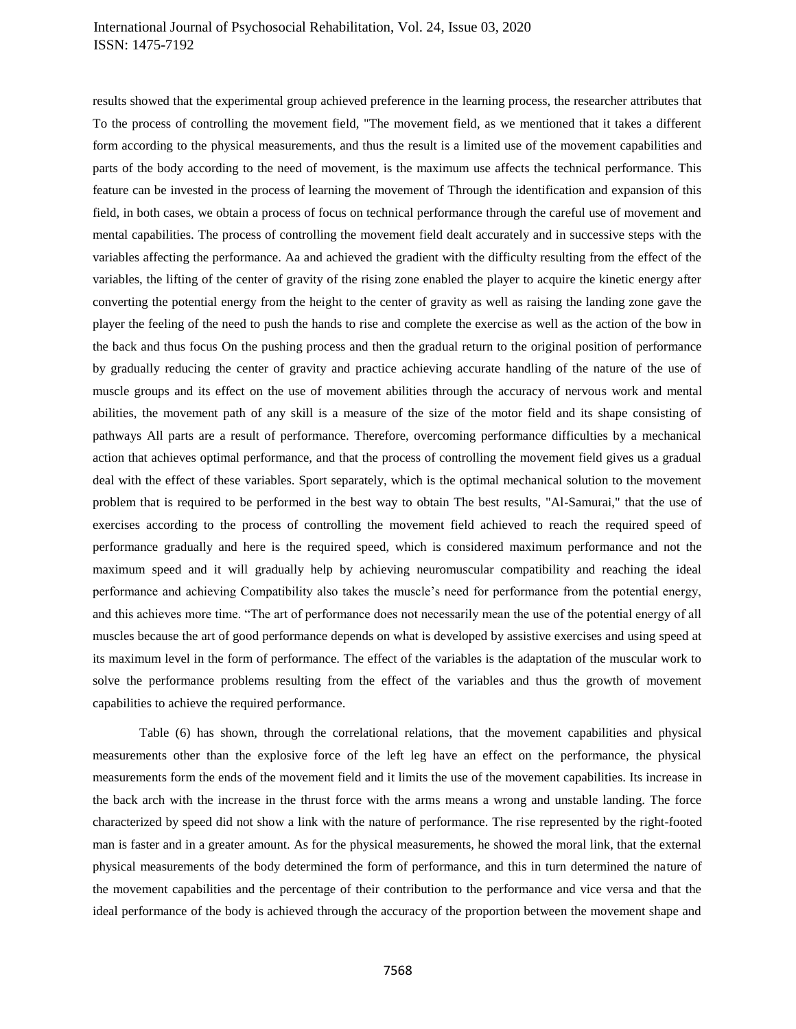results showed that the experimental group achieved preference in the learning process, the researcher attributes that To the process of controlling the movement field, "The movement field, as we mentioned that it takes a different form according to the physical measurements, and thus the result is a limited use of the movement capabilities and parts of the body according to the need of movement, is the maximum use affects the technical performance. This feature can be invested in the process of learning the movement of Through the identification and expansion of this field, in both cases, we obtain a process of focus on technical performance through the careful use of movement and mental capabilities. The process of controlling the movement field dealt accurately and in successive steps with the variables affecting the performance. Aa and achieved the gradient with the difficulty resulting from the effect of the variables, the lifting of the center of gravity of the rising zone enabled the player to acquire the kinetic energy after converting the potential energy from the height to the center of gravity as well as raising the landing zone gave the player the feeling of the need to push the hands to rise and complete the exercise as well as the action of the bow in the back and thus focus On the pushing process and then the gradual return to the original position of performance by gradually reducing the center of gravity and practice achieving accurate handling of the nature of the use of muscle groups and its effect on the use of movement abilities through the accuracy of nervous work and mental abilities, the movement path of any skill is a measure of the size of the motor field and its shape consisting of pathways All parts are a result of performance. Therefore, overcoming performance difficulties by a mechanical action that achieves optimal performance, and that the process of controlling the movement field gives us a gradual deal with the effect of these variables. Sport separately, which is the optimal mechanical solution to the movement problem that is required to be performed in the best way to obtain The best results, "Al-Samurai," that the use of exercises according to the process of controlling the movement field achieved to reach the required speed of performance gradually and here is the required speed, which is considered maximum performance and not the maximum speed and it will gradually help by achieving neuromuscular compatibility and reaching the ideal performance and achieving Compatibility also takes the muscle's need for performance from the potential energy, and this achieves more time. "The art of performance does not necessarily mean the use of the potential energy of all muscles because the art of good performance depends on what is developed by assistive exercises and using speed at its maximum level in the form of performance. The effect of the variables is the adaptation of the muscular work to solve the performance problems resulting from the effect of the variables and thus the growth of movement capabilities to achieve the required performance.

Table (6) has shown, through the correlational relations, that the movement capabilities and physical measurements other than the explosive force of the left leg have an effect on the performance, the physical measurements form the ends of the movement field and it limits the use of the movement capabilities. Its increase in the back arch with the increase in the thrust force with the arms means a wrong and unstable landing. The force characterized by speed did not show a link with the nature of performance. The rise represented by the right-footed man is faster and in a greater amount. As for the physical measurements, he showed the moral link, that the external physical measurements of the body determined the form of performance, and this in turn determined the nature of the movement capabilities and the percentage of their contribution to the performance and vice versa and that the ideal performance of the body is achieved through the accuracy of the proportion between the movement shape and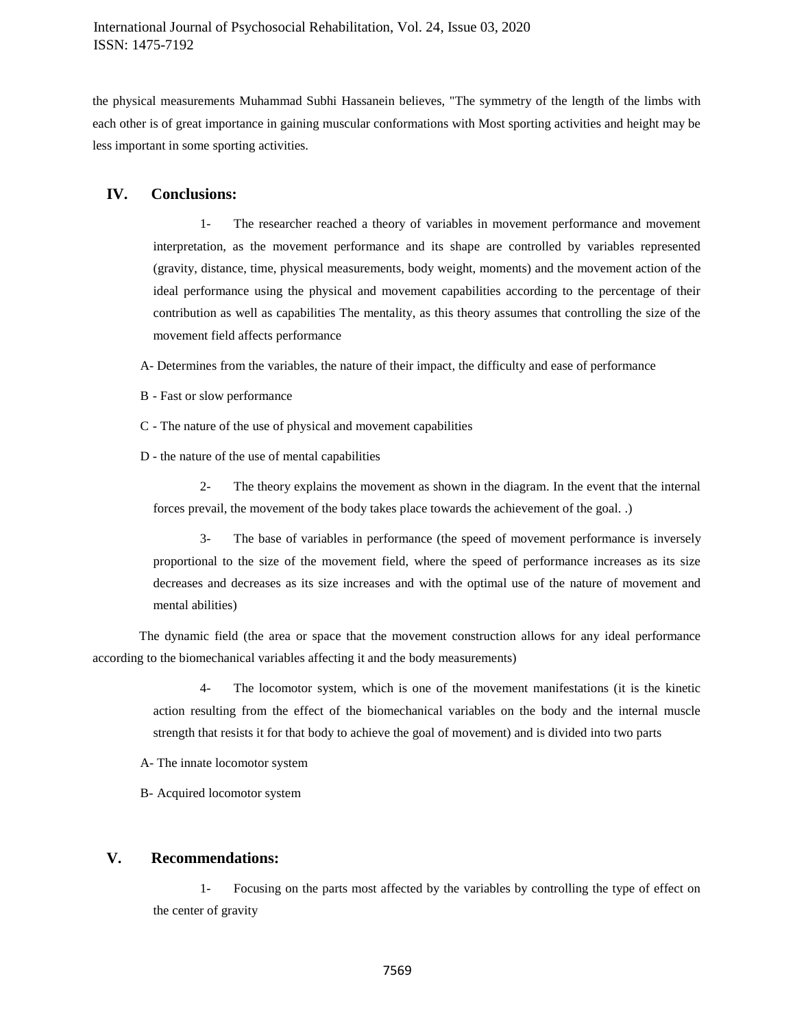the physical measurements Muhammad Subhi Hassanein believes, "The symmetry of the length of the limbs with each other is of great importance in gaining muscular conformations with Most sporting activities and height may be less important in some sporting activities.

## IV. Conclusions:

1- The researcher reached a theory of variables in movement performance and movement interpretation, as the movement performance and its shape are controlled by variables represented (gravity, distance, time, physical measurements, body weight, moments) and the movement action of the ideal performance using the physical and movement capabilities according to the percentage of their contribution as well as capabilities The mentality, as this theory assumes that controlling the size of the movement field affects performance

A- Determines from the variables, the nature of their impact, the difficulty and ease of performance

B - Fast or slow performance

C - The nature of the use of physical and movement capabilities

D - the nature of the use of mental capabilities

2- The theory explains the movement as shown in the diagram. In the event that the internal forces prevail, the movement of the body takes place towards the achievement of the goal. .)

3- The base of variables in performance (the speed of movement performance is inversely proportional to the size of the movement field, where the speed of performance increases as its size decreases and decreases as its size increases and with the optimal use of the nature of movement and mental abilities)

The dynamic field (the area or space that the movement construction allows for any ideal performance according to the biomechanical variables affecting it and the body measurements)

4- The locomotor system, which is one of the movement manifestations (it is the kinetic action resulting from the effect of the biomechanical variables on the body and the internal muscle strength that resists it for that body to achieve the goal of movement) and is divided into two parts

A- The innate locomotor system

B- Acquired locomotor system

## V. Recommendations:

1- Focusing on the parts most affected by the variables by controlling the type of effect on the center of gravity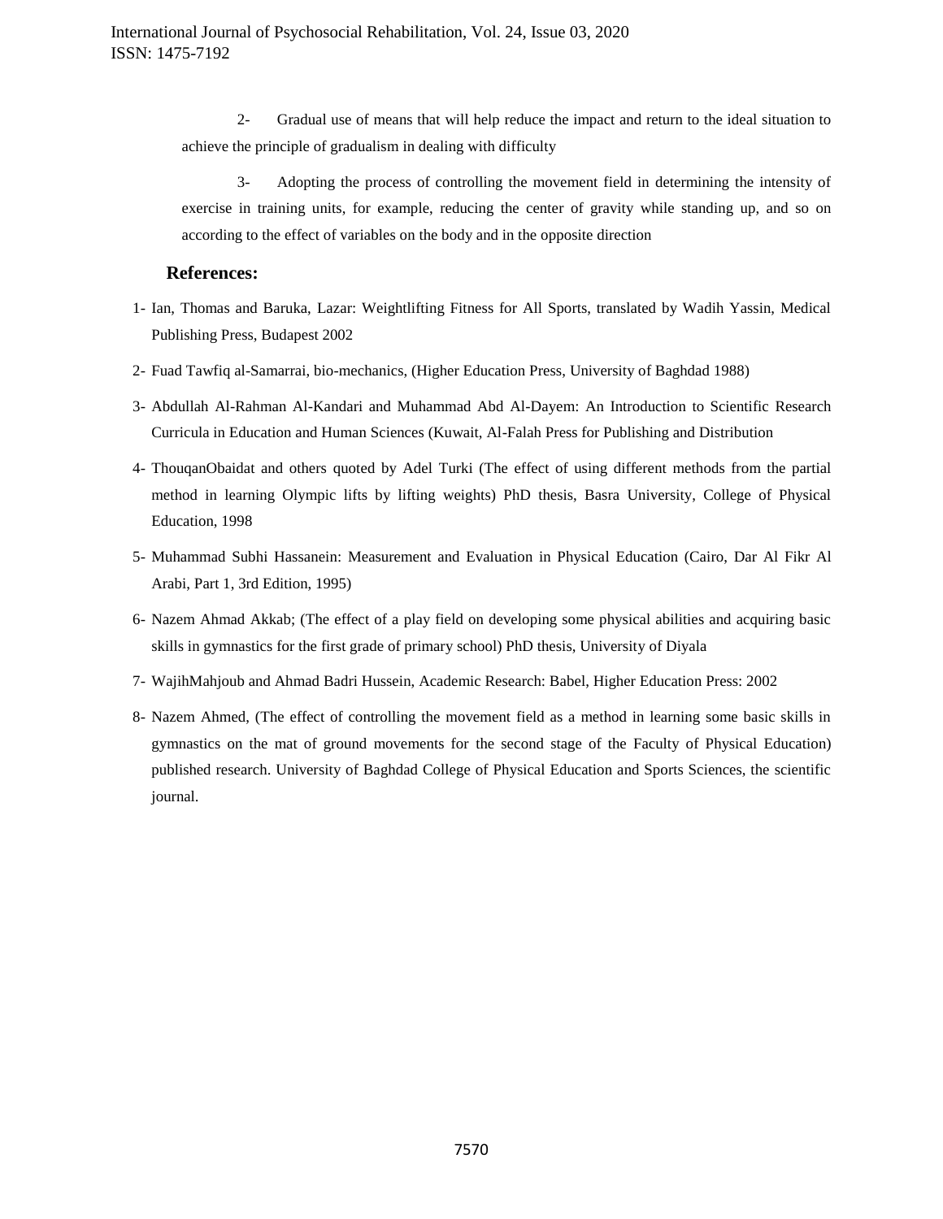2- Gradual use of means that will help reduce the impact and return to the ideal situation to achieve the principle of gradualism in dealing with difficulty

3- Adopting the process of controlling the movement field in determining the intensity of exercise in training units, for example, reducing the center of gravity while standing up, and so on according to the effect of variables on the body and in the opposite direction

## References:

1- Ian, Thomas and Baruka, Lazar: Weightlifting Fitness for All Sports, translated by Wadih Yassin, Medical Publishing Press, Budapest 2002

2- Fuad Tawfiq al-Samarrai, bio-mechanics, (Higher Education Press, University of Baghdad 1988)

3- Abdullah Al-Rahman Al-Kandari and Muhammad Abd Al-Dayem: An Introduction to Scientific Research Curricula in Education and Human Sciences (Kuwait, Al-Falah Press for Publishing and Distribution

4- ThouqanObaidat and others quoted by Adel Turki (The effect of using different methods from the partial method in learning Olympic lifts by lifting weights) PhD thesis, Basra University, College of Physical Education, 1998

5- Muhammad Subhi Hassanein: Measurement and Evaluation in Physical Education (Cairo, Dar Al Fikr Al Arabi, Part 1, 3rd Edition, 1995)

6- Nazem Ahmad Akkab; (The effect of a play field on developing some physical abilities and acquiring basic skills in gymnastics for the first grade of primary school) PhD thesis, University of Diyala

7- WajihMahjoub and Ahmad Badri Hussein, Academic Research: Babel, Higher Education Press: 2002

8- Nazem Ahmed, (The effect of controlling the movement field as a method in learning some basic skills in gymnastics on the mat of ground movements for the second stage of the Faculty of Physical Education) published research. University of Baghdad College of Physical Education and Sports Sciences, the scientific journal.